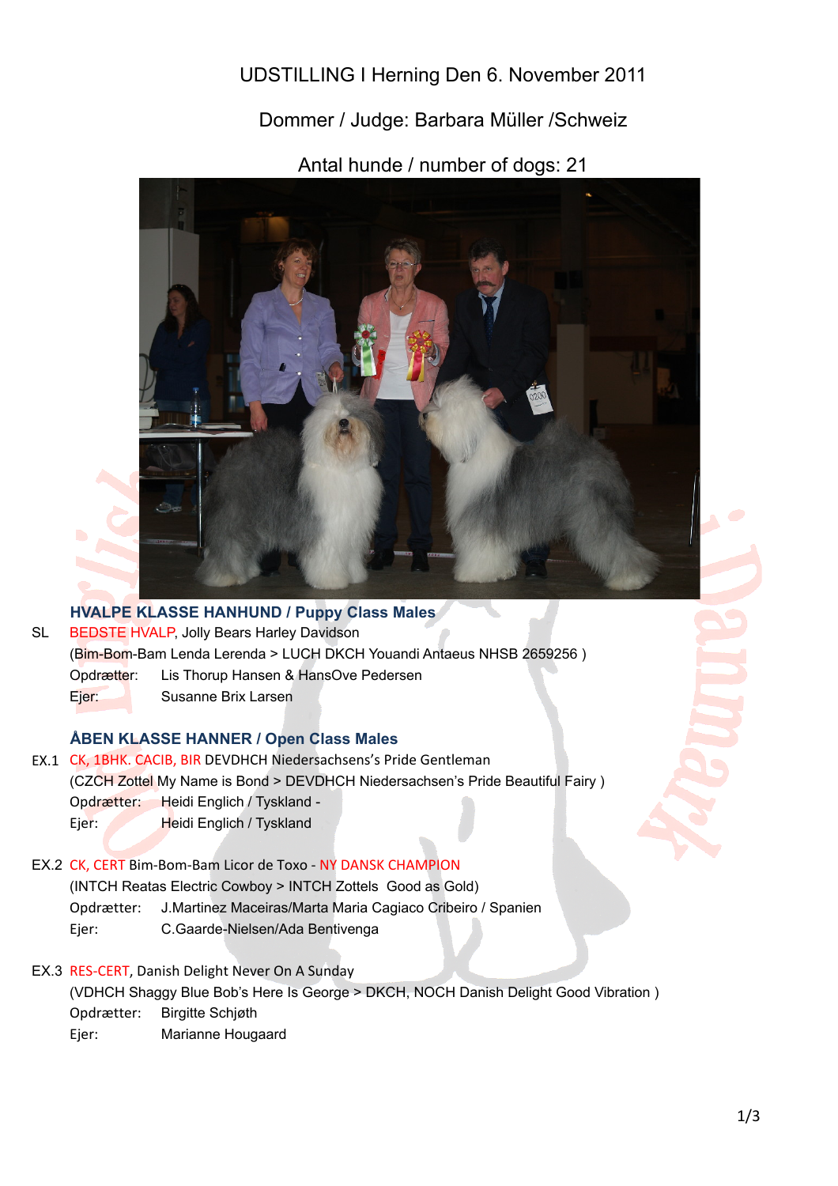UDSTILLING I Herning Den 6. November 2011

Dommer / Judge: Barbara Müller /Schweiz

Antal hunde / number of dogs: 21

## HVALPE KLASSE HANHUND / Puppy Class Males

SL BEDSTE HVALP, Jolly Bears Harley Davidson
(Bim-Bom-Bam Lenda Lerenda > LUCH DKCH Youandi Antaeus NHSB 2659256 )
Opdrætter: Lis Thorup Hansen & HansOve Pedersen
Ejer: Susanne Brix Larsen

## ÅBEN KLASSE HANNER / Open Class Males

EX.1 CK, 1BHK. CACIB, BIR DEVDHCH Niedersachsens's Pride Gentleman
(CZCH Zottel My Name is Bond > DEVDHCH Niedersachsen's Pride Beautiful Fairy )
Opdrætter: Heidi Englich / Tyskland -
Ejer: Heidi Englich / Tyskland

EX.2 CK, CERT Bim-Bom-Bam Licor de Toxo - NY DANSK CHAMPION
(INTCH Reatas Electric Cowboy > INTCH Zottels Good as Gold)
Opdrætter: J.Martinez Maceiras/Marta Maria Cagiaco Cribeiro / Spanien
Ejer: C.Gaarde-Nielsen/Ada Bentivenga

EX.3 RES-CERT, Danish Delight Never On A Sunday
(VDHCH Shaggy Blue Bob's Here Is George > DKCH, NOCH Danish Delight Good Vibration )
Opdrætter: Birgitte Schjøth
Ejer: Marianne Hougaard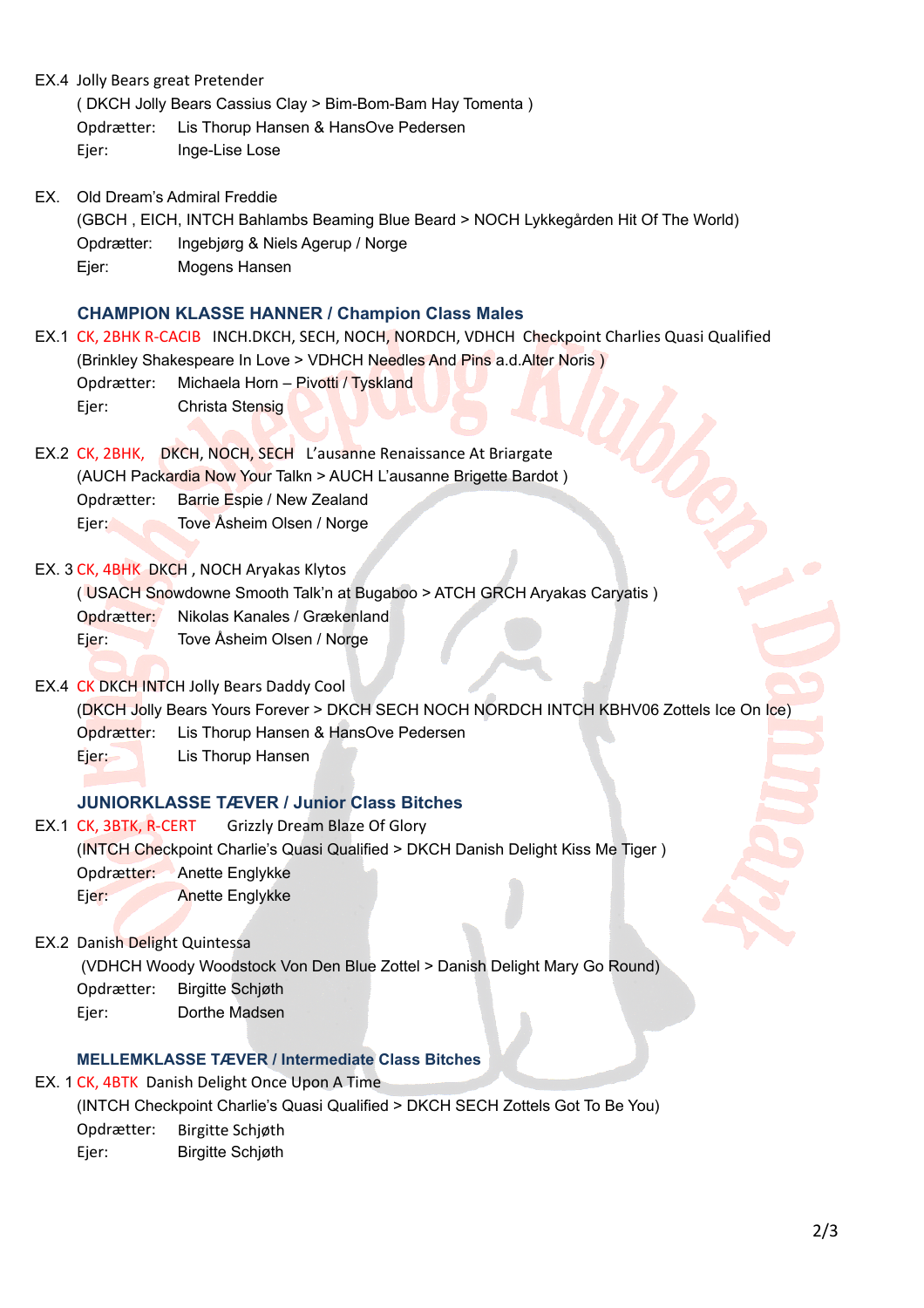EX.4 Jolly Bears great Pretender
( DKCH Jolly Bears Cassius Clay > Bim-Bom-Bam Hay Tomenta )
Opdrætter: Lis Thorup Hansen & HansOve Pedersen
Ejer: Inge-Lise Lose

EX. Old Dream's Admiral Freddie
(GBCH , EICH, INTCH Bahlambs Beaming Blue Beard > NOCH Lykkegården Hit Of The World)
Opdrætter: Ingebjørg & Niels Agerup / Norge
Ejer: Mogens Hansen

### CHAMPION KLASSE HANNER / Champion Class Males

EX.1 CK, 2BHK R-CACIB INCH.DKCH, SECH, NOCH, NORDCH, VDHCH Checkpoint Charlies Quasi Qualified
(Brinkley Shakespeare In Love > VDHCH Needles And Pins a.d.Alter Noris )
Opdrætter: Michaela Horn – Pivotti / Tyskland
Ejer: Christa Stensig

EX.2 CK, 2BHK, DKCH, NOCH, SECH L'ausanne Renaissance At Briargate
(AUCH Packardia Now Your Talkn > AUCH L'ausanne Brigette Bardot )
Opdrætter: Barrie Espie / New Zealand
Ejer: Tove Åsheim Olsen / Norge

EX. 3 CK, 4BHK DKCH , NOCH Aryakas Klytos
( USACH Snowdowne Smooth Talk'n at Bugaboo > ATCH GRCH Aryakas Caryatis )
Opdrætter: Nikolas Kanales / Grækenland
Ejer: Tove Åsheim Olsen / Norge

EX.4 CK DKCH INTCH Jolly Bears Daddy Cool
(DKCH Jolly Bears Yours Forever > DKCH SECH NOCH NORDCH INTCH KBHV06 Zottels Ice On Ice)
Opdrætter: Lis Thorup Hansen & HansOve Pedersen
Ejer: Lis Thorup Hansen

### JUNIORKLASSE TÆVER / Junior Class Bitches

EX.1 CK, 3BTK, R-CERT Grizzly Dream Blaze Of Glory
(INTCH Checkpoint Charlie's Quasi Qualified > DKCH Danish Delight Kiss Me Tiger )
Opdrætter: Anette Englykke
Ejer: Anette Englykke

EX.2 Danish Delight Quintessa
(VDHCH Woody Woodstock Von Den Blue Zottel > Danish Delight Mary Go Round)
Opdrætter: Birgitte Schjøth
Ejer: Dorthe Madsen

### MELLEMKLASSE TÆVER / Intermediate Class Bitches

EX. 1 CK, 4BTK Danish Delight Once Upon A Time
(INTCH Checkpoint Charlie's Quasi Qualified > DKCH SECH Zottels Got To Be You)
Opdrætter: Birgitte Schjøth
Ejer: Birgitte Schjøth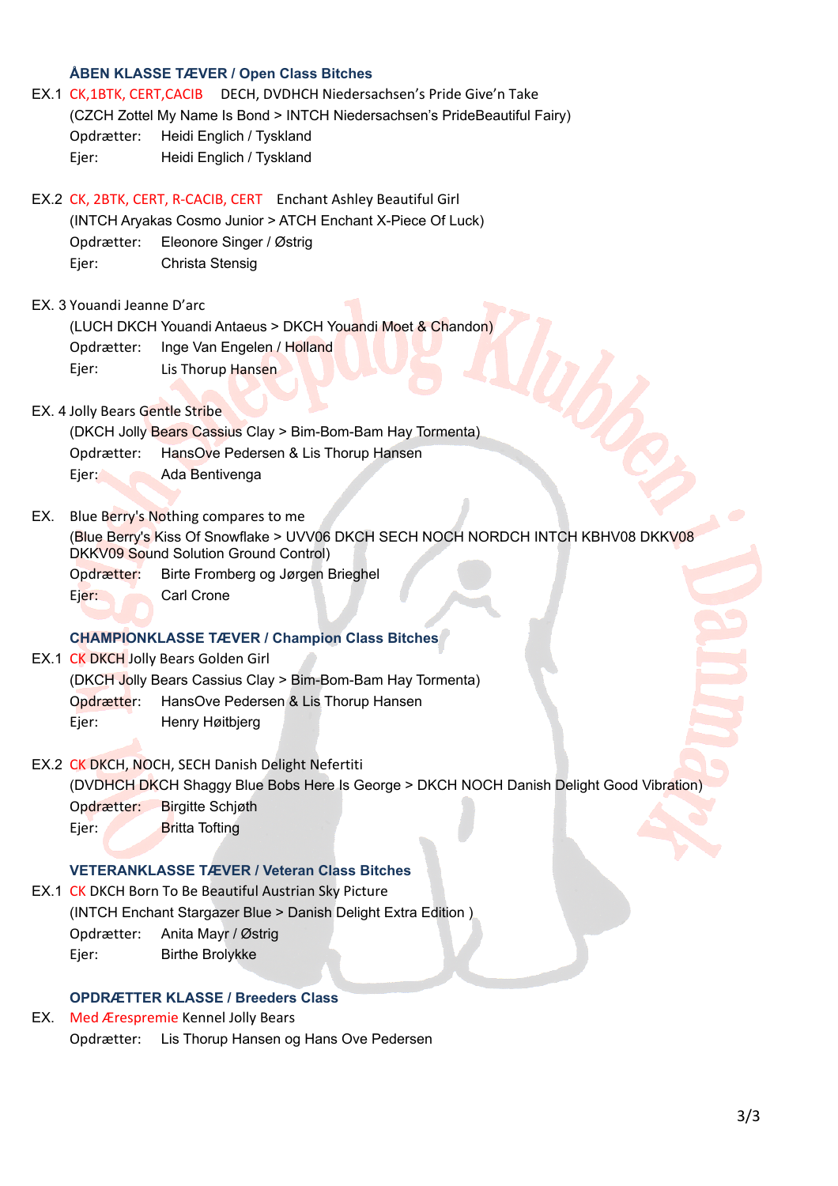### ÅBEN KLASSE TÆVER / Open Class Bitches

EX.1 CK,1BTK, CERT,CACIB DECH, DVDHCH Niedersachsen's Pride Give'n Take
(CZCH Zottel My Name Is Bond > INTCH Niedersachsen's PrideBeautiful Fairy)
Opdrætter: Heidi Englich / Tyskland
Ejer: Heidi Englich / Tyskland

EX.2 CK, 2BTK, CERT, R-CACIB, CERT Enchant Ashley Beautiful Girl
(INTCH Aryakas Cosmo Junior > ATCH Enchant X-Piece Of Luck)
Opdrætter: Eleonore Singer / Østrig
Ejer: Christa Stensig

EX. 3 Youandi Jeanne D'arc
(LUCH DKCH Youandi Antaeus > DKCH Youandi Moet & Chandon)
Opdrætter: Inge Van Engelen / Holland
Ejer: Lis Thorup Hansen

EX. 4 Jolly Bears Gentle Stribe
(DKCH Jolly Bears Cassius Clay > Bim-Bom-Bam Hay Tormenta)
Opdrætter: HansOve Pedersen & Lis Thorup Hansen
Ejer: Ada Bentivenga

EX. Blue Berry's Nothing compares to me
(Blue Berry's Kiss Of Snowflake > UVV06 DKCH SECH NOCH NORDCH INTCH KBHV08 DKKV08 DKKV09 Sound Solution Ground Control)
Opdrætter: Birte Fromberg og Jørgen Brieghel
Ejer: Carl Crone

### CHAMPIONKLASSE TÆVER / Champion Class Bitches

EX.1 CK DKCH Jolly Bears Golden Girl
(DKCH Jolly Bears Cassius Clay > Bim-Bom-Bam Hay Tormenta)
Opdrætter: HansOve Pedersen & Lis Thorup Hansen
Ejer: Henry Høitbjerg

EX.2 CK DKCH, NOCH, SECH Danish Delight Nefertiti
(DVDHCH DKCH Shaggy Blue Bobs Here Is George > DKCH NOCH Danish Delight Good Vibration)
Opdrætter: Birgitte Schjøth
Ejer: Britta Tofting

### VETERANKLASSE TÆVER / Veteran Class Bitches

EX.1 CK DKCH Born To Be Beautiful Austrian Sky Picture
(INTCH Enchant Stargazer Blue > Danish Delight Extra Edition )
Opdrætter: Anita Mayr / Østrig
Ejer: Birthe Brolykke

### OPDRÆTTER KLASSE / Breeders Class

EX. Med Ærespremie Kennel Jolly Bears
Opdrætter: Lis Thorup Hansen og Hans Ove Pedersen